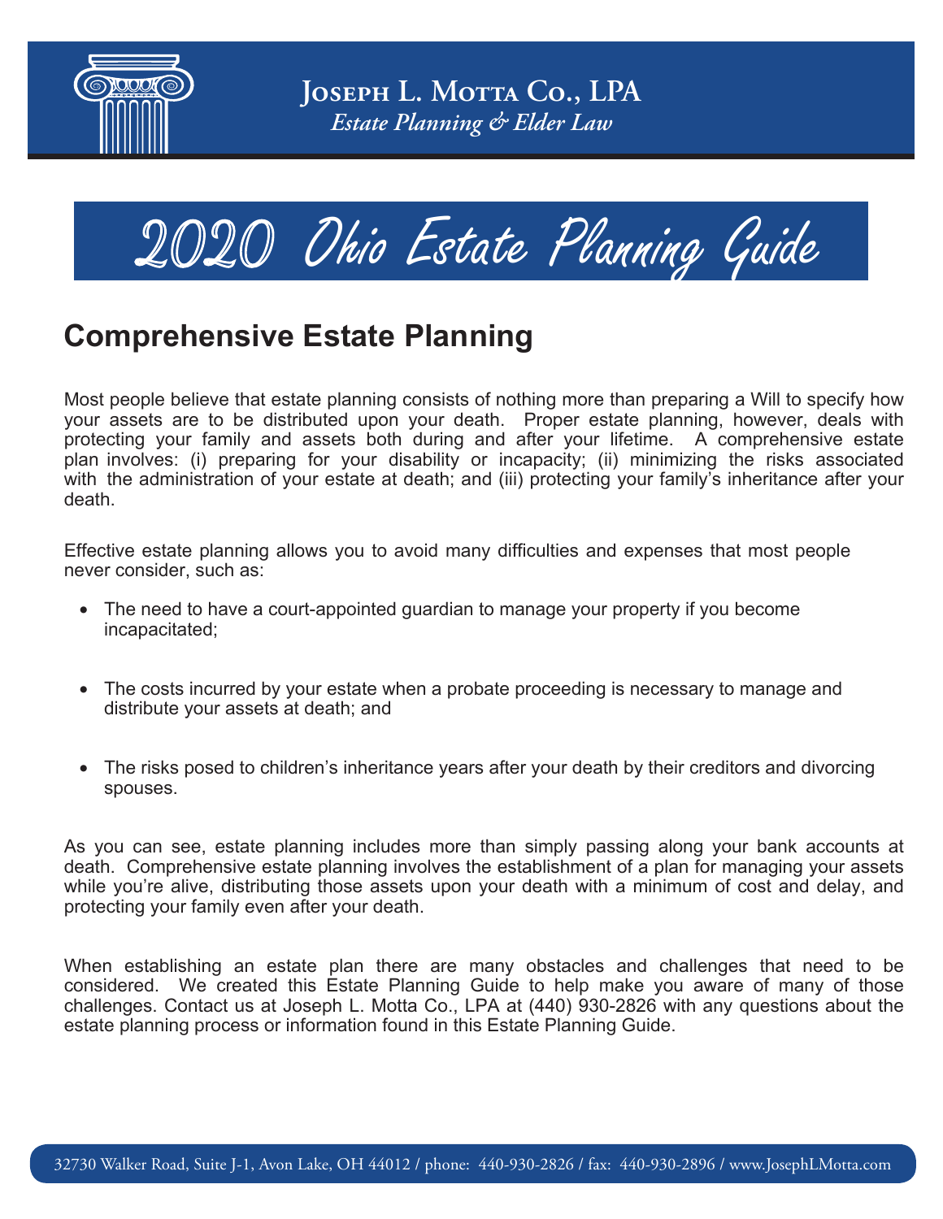**Joseph L. Motta Co., LPA**
*Estate Planning & Elder Law*

# 2020 Ohio Estate Planning Guide

## Comprehensive Estate Planning

Most people believe that estate planning consists of nothing more than preparing a Will to specify how your assets are to be distributed upon your death. Proper estate planning, however, deals with protecting your family and assets both during and after your lifetime. A comprehensive estate plan involves: (i) preparing for your disability or incapacity; (ii) minimizing the risks associated with the administration of your estate at death; and (iii) protecting your family's inheritance after your death.

Effective estate planning allows you to avoid many difficulties and expenses that most people never consider, such as:

- The need to have a court-appointed guardian to manage your property if you become incapacitated;
- The costs incurred by your estate when a probate proceeding is necessary to manage and distribute your assets at death; and
- The risks posed to children's inheritance years after your death by their creditors and divorcing spouses.

As you can see, estate planning includes more than simply passing along your bank accounts at death. Comprehensive estate planning involves the establishment of a plan for managing your assets while you're alive, distributing those assets upon your death with a minimum of cost and delay, and protecting your family even after your death.

When establishing an estate plan there are many obstacles and challenges that need to be considered. We created this Estate Planning Guide to help make you aware of many of those challenges. Contact us at Joseph L. Motta Co., LPA at (440) 930-2826 with any questions about the estate planning process or information found in this Estate Planning Guide.

32730 Walker Road, Suite J-1, Avon Lake, OH 44012 / phone: 440-930-2826 / fax: 440-930-2896 / www.JosephLMotta.com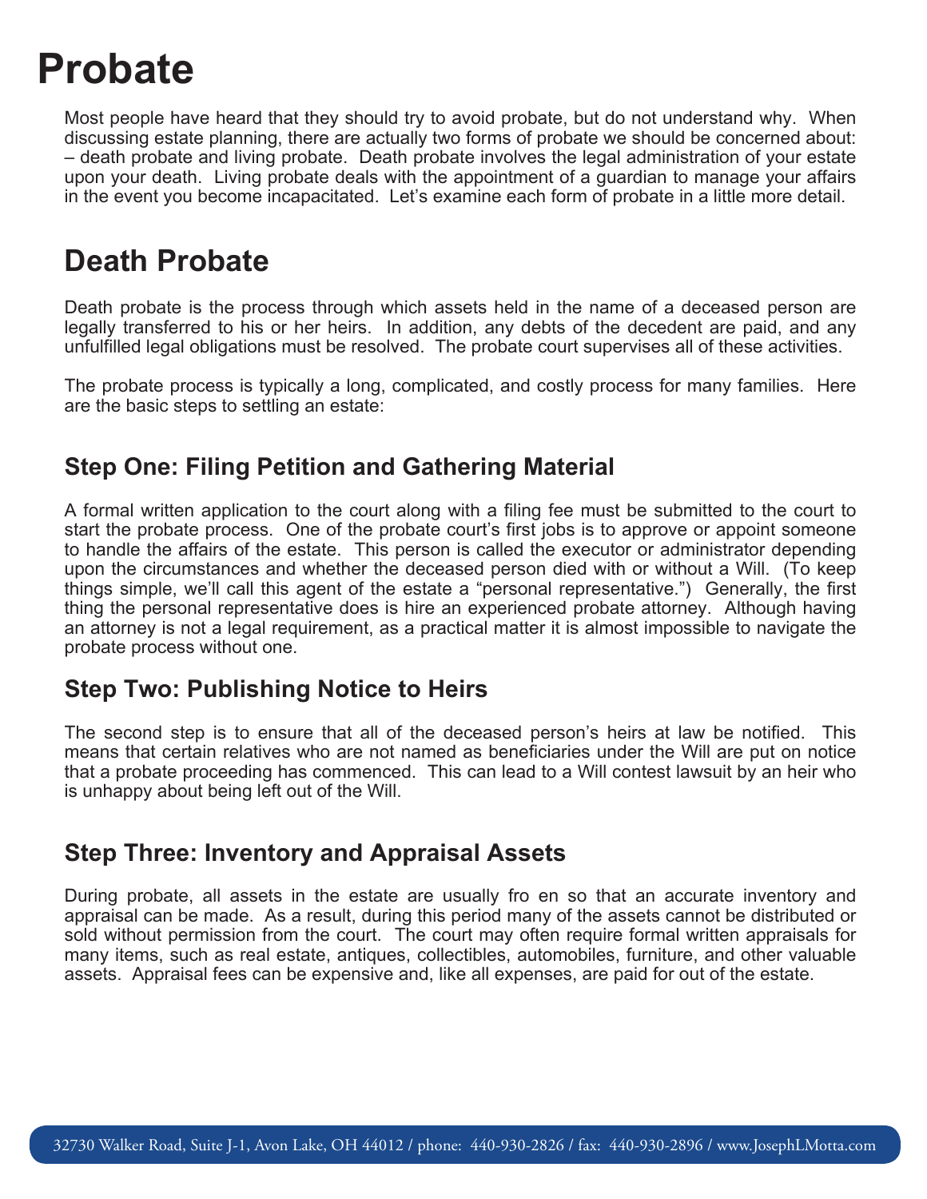# Probate

Most people have heard that they should try to avoid probate, but do not understand why. When discussing estate planning, there are actually two forms of probate we should be concerned about: – death probate and living probate. Death probate involves the legal administration of your estate upon your death. Living probate deals with the appointment of a guardian to manage your affairs in the event you become incapacitated. Let's examine each form of probate in a little more detail.

## Death Probate

Death probate is the process through which assets held in the name of a deceased person are legally transferred to his or her heirs. In addition, any debts of the decedent are paid, and any unfulfilled legal obligations must be resolved. The probate court supervises all of these activities.

The probate process is typically a long, complicated, and costly process for many families. Here are the basic steps to settling an estate:

### Step One: Filing Petition and Gathering Material

A formal written application to the court along with a filing fee must be submitted to the court to start the probate process. One of the probate court's first jobs is to approve or appoint someone to handle the affairs of the estate. This person is called the executor or administrator depending upon the circumstances and whether the deceased person died with or without a Will. (To keep things simple, we'll call this agent of the estate a "personal representative.") Generally, the first thing the personal representative does is hire an experienced probate attorney. Although having an attorney is not a legal requirement, as a practical matter it is almost impossible to navigate the probate process without one.

### Step Two: Publishing Notice to Heirs

The second step is to ensure that all of the deceased person's heirs at law be notified. This means that certain relatives who are not named as beneficiaries under the Will are put on notice that a probate proceeding has commenced. This can lead to a Will contest lawsuit by an heir who is unhappy about being left out of the Will.

### Step Three: Inventory and Appraisal Assets

During probate, all assets in the estate are usually fro en so that an accurate inventory and appraisal can be made. As a result, during this period many of the assets cannot be distributed or sold without permission from the court. The court may often require formal written appraisals for many items, such as real estate, antiques, collectibles, automobiles, furniture, and other valuable assets. Appraisal fees can be expensive and, like all expenses, are paid for out of the estate.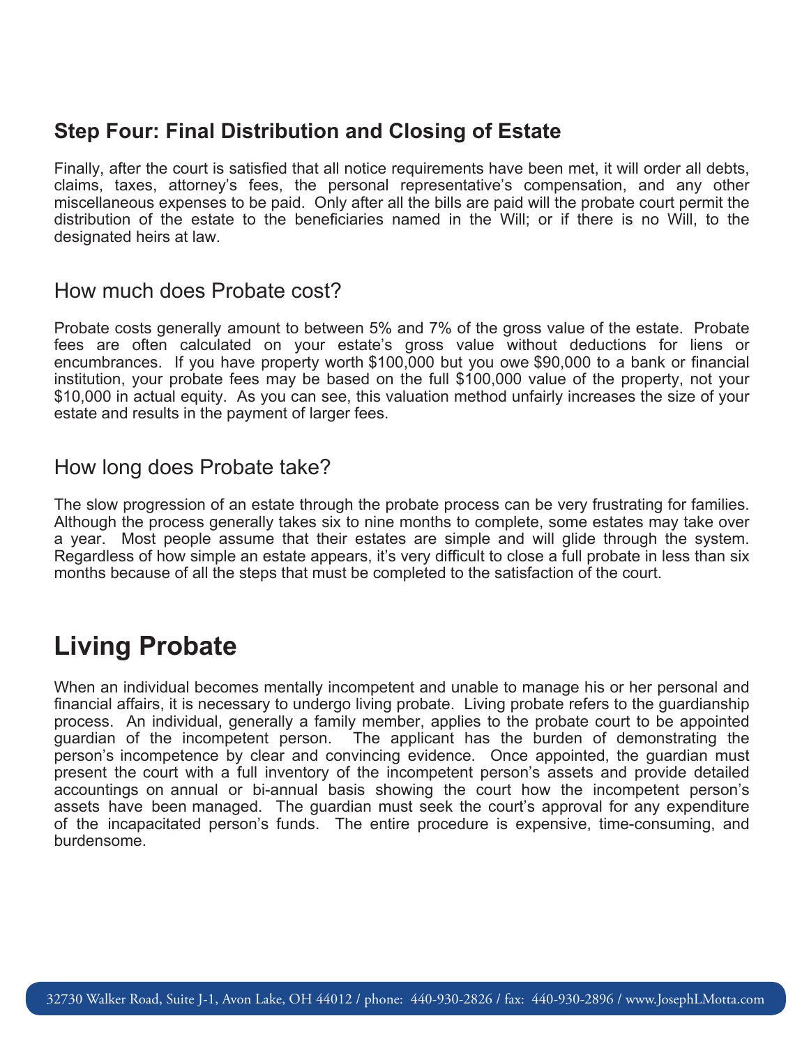### Step Four: Final Distribution and Closing of Estate

Finally, after the court is satisfied that all notice requirements have been met, it will order all debts, claims, taxes, attorney's fees, the personal representative's compensation, and any other miscellaneous expenses to be paid. Only after all the bills are paid will the probate court permit the distribution of the estate to the beneficiaries named in the Will; or if there is no Will, to the designated heirs at law.

### How much does Probate cost?

Probate costs generally amount to between 5% and 7% of the gross value of the estate. Probate fees are often calculated on your estate's gross value without deductions for liens or encumbrances. If you have property worth $100,000 but you owe $90,000 to a bank or financial institution, your probate fees may be based on the full $100,000 value of the property, not your $10,000 in actual equity. As you can see, this valuation method unfairly increases the size of your estate and results in the payment of larger fees.

### How long does Probate take?

The slow progression of an estate through the probate process can be very frustrating for families. Although the process generally takes six to nine months to complete, some estates may take over a year. Most people assume that their estates are simple and will glide through the system. Regardless of how simple an estate appears, it's very difficult to close a full probate in less than six months because of all the steps that must be completed to the satisfaction of the court.

## Living Probate

When an individual becomes mentally incompetent and unable to manage his or her personal and financial affairs, it is necessary to undergo living probate. Living probate refers to the guardianship process. An individual, generally a family member, applies to the probate court to be appointed guardian of the incompetent person. The applicant has the burden of demonstrating the person's incompetence by clear and convincing evidence. Once appointed, the guardian must present the court with a full inventory of the incompetent person's assets and provide detailed accountings on annual or bi-annual basis showing the court how the incompetent person's assets have been managed. The guardian must seek the court's approval for any expenditure of the incapacitated person's funds. The entire procedure is expensive, time-consuming, and burdensome.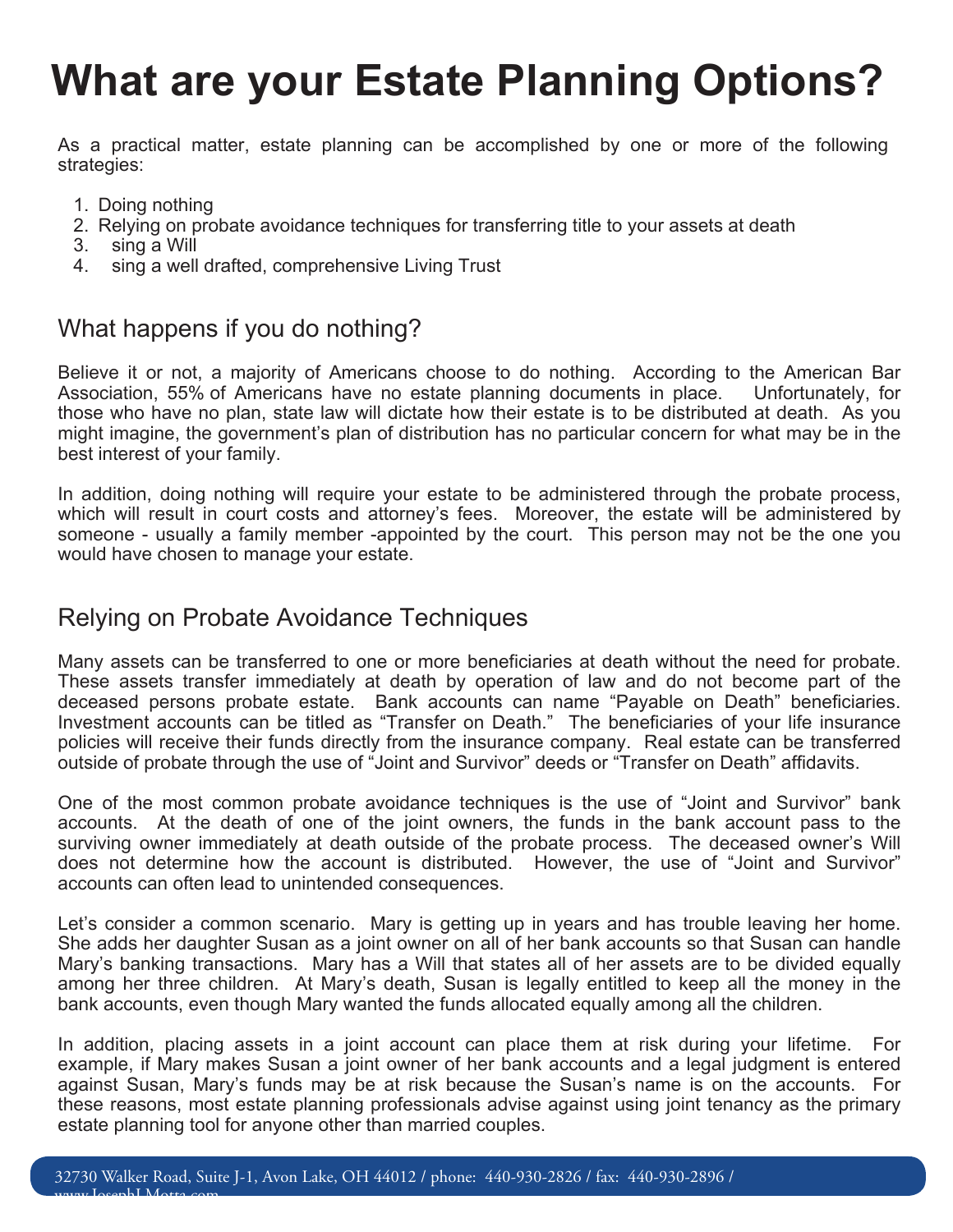# What are your Estate Planning Options?

As a practical matter, estate planning can be accomplished by one or more of the following strategies:

1. Doing nothing
2. Relying on probate avoidance techniques for transferring title to your assets at death
3. sing a Will
4. sing a well drafted, comprehensive Living Trust

## What happens if you do nothing?

Believe it or not, a majority of Americans choose to do nothing. According to the American Bar Association, 55% of Americans have no estate planning documents in place. Unfortunately, for those who have no plan, state law will dictate how their estate is to be distributed at death. As you might imagine, the government's plan of distribution has no particular concern for what may be in the best interest of your family.

In addition, doing nothing will require your estate to be administered through the probate process, which will result in court costs and attorney's fees. Moreover, the estate will be administered by someone - usually a family member -appointed by the court. This person may not be the one you would have chosen to manage your estate.

## Relying on Probate Avoidance Techniques

Many assets can be transferred to one or more beneficiaries at death without the need for probate. These assets transfer immediately at death by operation of law and do not become part of the deceased persons probate estate. Bank accounts can name "Payable on Death" beneficiaries. Investment accounts can be titled as "Transfer on Death." The beneficiaries of your life insurance policies will receive their funds directly from the insurance company. Real estate can be transferred outside of probate through the use of "Joint and Survivor" deeds or "Transfer on Death" affidavits.

One of the most common probate avoidance techniques is the use of "Joint and Survivor" bank accounts. At the death of one of the joint owners, the funds in the bank account pass to the surviving owner immediately at death outside of the probate process. The deceased owner's Will does not determine how the account is distributed. However, the use of "Joint and Survivor" accounts can often lead to unintended consequences.

Let's consider a common scenario. Mary is getting up in years and has trouble leaving her home. She adds her daughter Susan as a joint owner on all of her bank accounts so that Susan can handle Mary's banking transactions. Mary has a Will that states all of her assets are to be divided equally among her three children. At Mary's death, Susan is legally entitled to keep all the money in the bank accounts, even though Mary wanted the funds allocated equally among all the children.

In addition, placing assets in a joint account can place them at risk during your lifetime. For example, if Mary makes Susan a joint owner of her bank accounts and a legal judgment is entered against Susan, Mary's funds may be at risk because the Susan's name is on the accounts. For these reasons, most estate planning professionals advise against using joint tenancy as the primary estate planning tool for anyone other than married couples.

32730 Walker Road, Suite J-1, Avon Lake, OH 44012 / phone: 440-930-2826 / fax: 440-930-2896 / www.JosephLMotta.com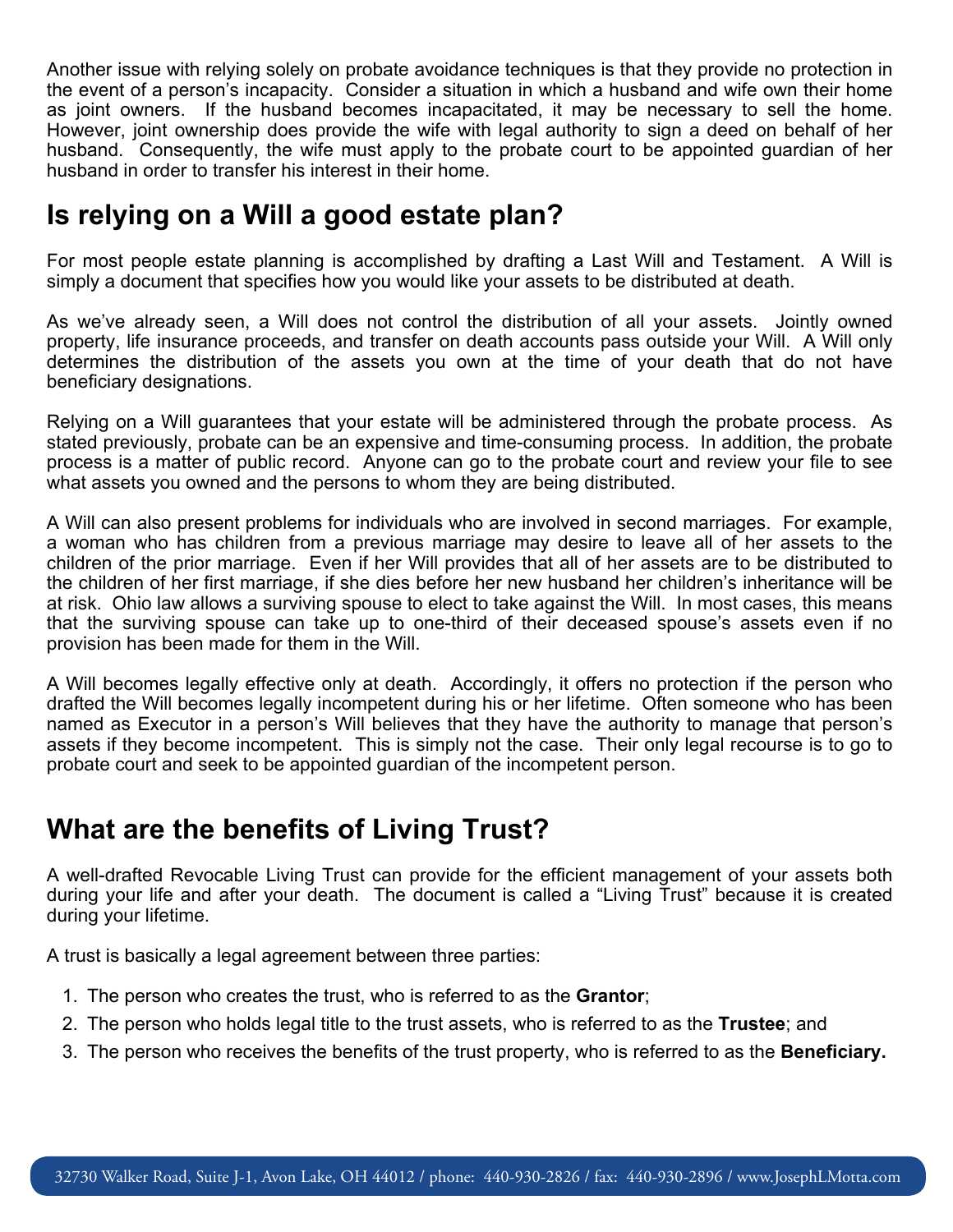Another issue with relying solely on probate avoidance techniques is that they provide no protection in the event of a person's incapacity. Consider a situation in which a husband and wife own their home as joint owners. If the husband becomes incapacitated, it may be necessary to sell the home. However, joint ownership does provide the wife with legal authority to sign a deed on behalf of her husband. Consequently, the wife must apply to the probate court to be appointed guardian of her husband in order to transfer his interest in their home.

## Is relying on a Will a good estate plan?

For most people estate planning is accomplished by drafting a Last Will and Testament. A Will is simply a document that specifies how you would like your assets to be distributed at death.

As we've already seen, a Will does not control the distribution of all your assets. Jointly owned property, life insurance proceeds, and transfer on death accounts pass outside your Will. A Will only determines the distribution of the assets you own at the time of your death that do not have beneficiary designations.

Relying on a Will guarantees that your estate will be administered through the probate process. As stated previously, probate can be an expensive and time-consuming process. In addition, the probate process is a matter of public record. Anyone can go to the probate court and review your file to see what assets you owned and the persons to whom they are being distributed.

A Will can also present problems for individuals who are involved in second marriages. For example, a woman who has children from a previous marriage may desire to leave all of her assets to the children of the prior marriage. Even if her Will provides that all of her assets are to be distributed to the children of her first marriage, if she dies before her new husband her children's inheritance will be at risk. Ohio law allows a surviving spouse to elect to take against the Will. In most cases, this means that the surviving spouse can take up to one-third of their deceased spouse's assets even if no provision has been made for them in the Will.

A Will becomes legally effective only at death. Accordingly, it offers no protection if the person who drafted the Will becomes legally incompetent during his or her lifetime. Often someone who has been named as Executor in a person's Will believes that they have the authority to manage that person's assets if they become incompetent. This is simply not the case. Their only legal recourse is to go to probate court and seek to be appointed guardian of the incompetent person.

## What are the benefits of Living Trust?

A well-drafted Revocable Living Trust can provide for the efficient management of your assets both during your life and after your death. The document is called a "Living Trust" because it is created during your lifetime.

A trust is basically a legal agreement between three parties:

1. The person who creates the trust, who is referred to as the **Grantor**;
2. The person who holds legal title to the trust assets, who is referred to as the **Trustee**; and
3. The person who receives the benefits of the trust property, who is referred to as the **Beneficiary.**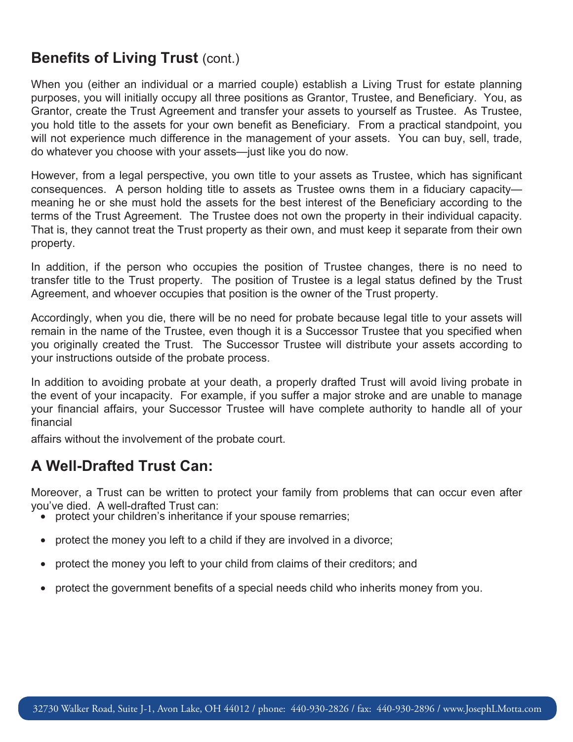## **Benefits of Living Trust** (cont.)

When you (either an individual or a married couple) establish a Living Trust for estate planning purposes, you will initially occupy all three positions as Grantor, Trustee, and Beneficiary. You, as Grantor, create the Trust Agreement and transfer your assets to yourself as Trustee. As Trustee, you hold title to the assets for your own benefit as Beneficiary. From a practical standpoint, you will not experience much difference in the management of your assets. You can buy, sell, trade, do whatever you choose with your assets—just like you do now.

However, from a legal perspective, you own title to your assets as Trustee, which has significant consequences. A person holding title to assets as Trustee owns them in a fiduciary capacity—meaning he or she must hold the assets for the best interest of the Beneficiary according to the terms of the Trust Agreement. The Trustee does not own the property in their individual capacity. That is, they cannot treat the Trust property as their own, and must keep it separate from their own property.

In addition, if the person who occupies the position of Trustee changes, there is no need to transfer title to the Trust property. The position of Trustee is a legal status defined by the Trust Agreement, and whoever occupies that position is the owner of the Trust property.

Accordingly, when you die, there will be no need for probate because legal title to your assets will remain in the name of the Trustee, even though it is a Successor Trustee that you specified when you originally created the Trust. The Successor Trustee will distribute your assets according to your instructions outside of the probate process.

In addition to avoiding probate at your death, a properly drafted Trust will avoid living probate in the event of your incapacity. For example, if you suffer a major stroke and are unable to manage your financial affairs, your Successor Trustee will have complete authority to handle all of your financial affairs without the involvement of the probate court.

## A Well-Drafted Trust Can:

Moreover, a Trust can be written to protect your family from problems that can occur even after you've died. A well-drafted Trust can:

- protect your children's inheritance if your spouse remarries;
- protect the money you left to a child if they are involved in a divorce;
- protect the money you left to your child from claims of their creditors; and
- protect the government benefits of a special needs child who inherits money from you.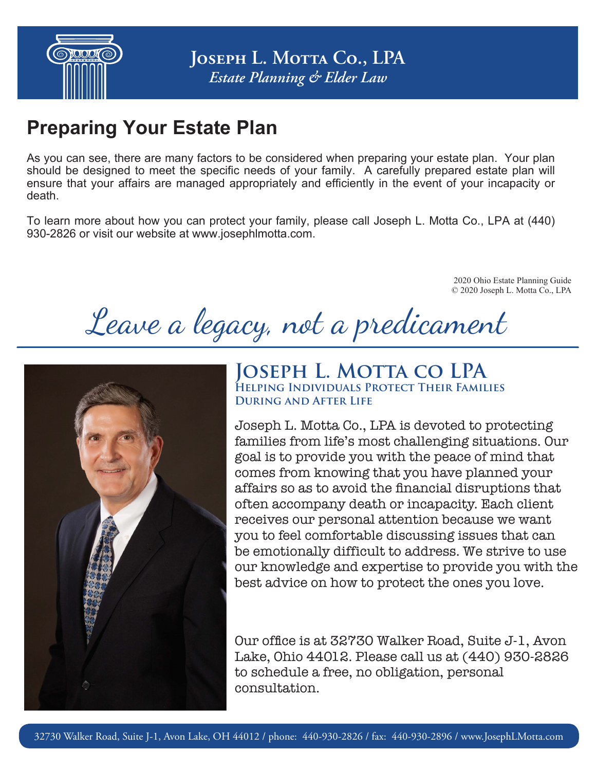**Joseph L. Motta Co., LPA**
*Estate Planning & Elder Law*

## Preparing Your Estate Plan

As you can see, there are many factors to be considered when preparing your estate plan. Your plan should be designed to meet the specific needs of your family. A carefully prepared estate plan will ensure that your affairs are managed appropriately and efficiently in the event of your incapacity or death.

To learn more about how you can protect your family, please call Joseph L. Motta Co., LPA at (440) 930-2826 or visit our website at www.josephlmotta.com.

2020 Ohio Estate Planning Guide
© 2020 Joseph L. Motta Co., LPA

*Leave a legacy, not a predicament*

## Joseph L. Motta co LPA

### Helping Individuals Protect Their Families During and After Life

Joseph L. Motta Co., LPA is devoted to protecting families from life's most challenging situations. Our goal is to provide you with the peace of mind that comes from knowing that you have planned your affairs so as to avoid the financial disruptions that often accompany death or incapacity. Each client receives our personal attention because we want you to feel comfortable discussing issues that can be emotionally difficult to address. We strive to use our knowledge and expertise to provide you with the best advice on how to protect the ones you love.

Our office is at 32730 Walker Road, Suite J-1, Avon Lake, Ohio 44012. Please call us at (440) 930-2826 to schedule a free, no obligation, personal consultation.

32730 Walker Road, Suite J-1, Avon Lake, OH 44012 / phone: 440-930-2826 / fax: 440-930-2896 / www.JosephLMotta.com